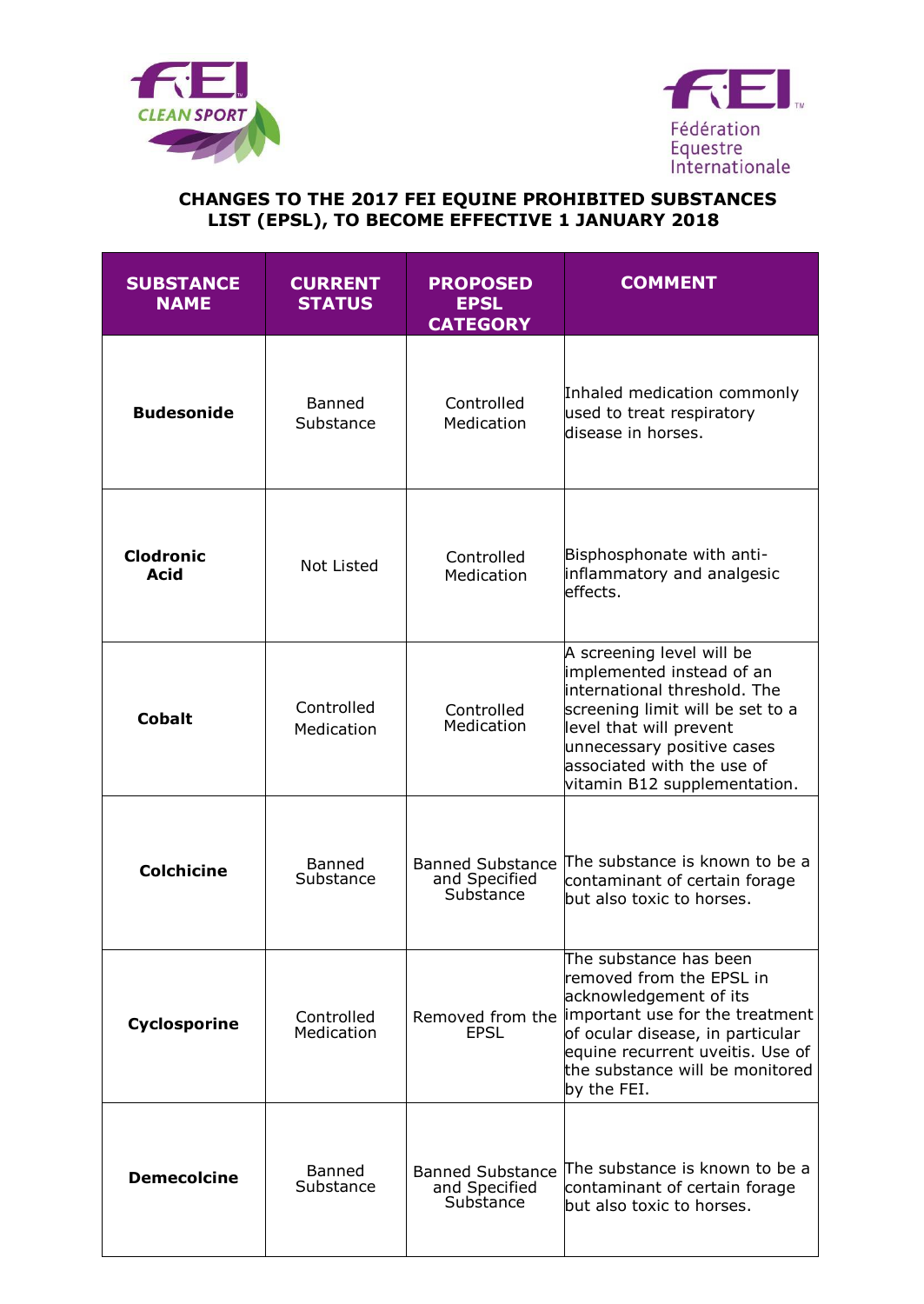# CHANGES TO THE 2017 FEI EQUINE PROHIBITED SUBSTANCES LIST (EPSL), TO BECOME EFFECTIVE 1 JANUARY 2018

| SUBSTANCE NAME | CURRENT STATUS | PROPOSED EPSL CATEGORY | COMMENT |
|---|---|---|---|
| **Budesonide** | Banned Substance | Controlled Medication | Inhaled medication commonly used to treat respiratory disease in horses. |
| **Clodronic Acid** | Not Listed | Controlled Medication | Bisphosphonate with anti-inflammatory and analgesic effects. |
| **Cobalt** | Controlled Medication | Controlled Medication | A screening level will be implemented instead of an international threshold. The screening limit will be set to a level that will prevent unnecessary positive cases associated with the use of vitamin B12 supplementation. |
| **Colchicine** | Banned Substance | Banned Substance and Specified Substance | The substance is known to be a contaminant of certain forage but also toxic to horses. |
| **Cyclosporine** | Controlled Medication | Removed from the EPSL | The substance has been removed from the EPSL in acknowledgement of its important use for the treatment of ocular disease, in particular equine recurrent uveitis. Use of the substance will be monitored by the FEI. |
| **Demecolcine** | Banned Substance | Banned Substance and Specified Substance | The substance is known to be a contaminant of certain forage but also toxic to horses. |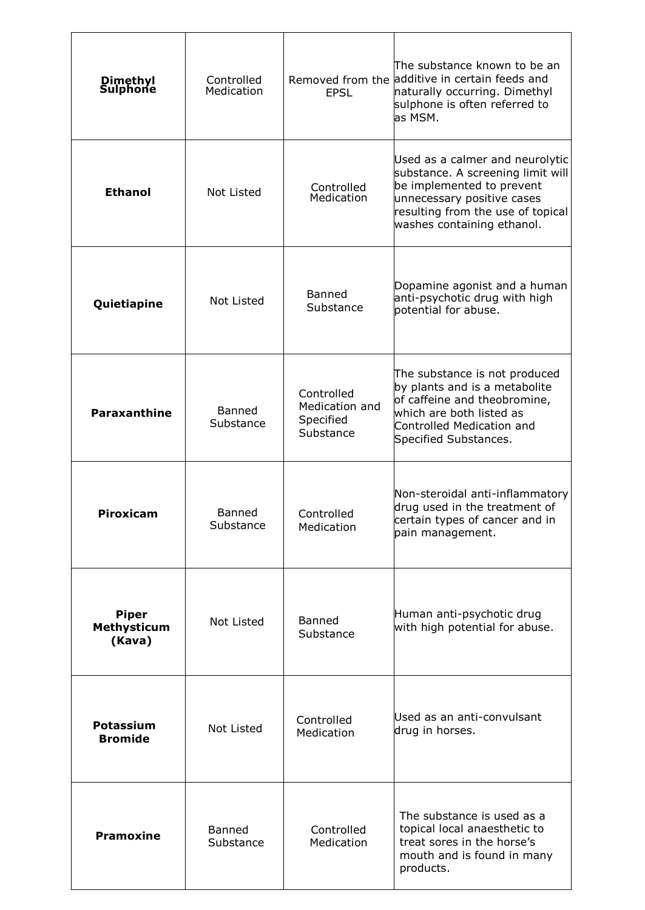| **Dimethyl Sulphone** | Controlled Medication | Removed from the EPSL | The substance known to be an additive in certain feeds and naturally occurring. Dimethyl sulphone is often referred to as MSM. |
|---|---|---|---|
| **Ethanol** | Not Listed | Controlled Medication | Used as a calmer and neurolytic substance. A screening limit will be implemented to prevent unnecessary positive cases resulting from the use of topical washes containing ethanol. |
| **Quietiapine** | Not Listed | Banned Substance | Dopamine agonist and a human anti-psychotic drug with high potential for abuse. |
| **Paraxanthine** | Banned Substance | Controlled Medication and Specified Substance | The substance is not produced by plants and is a metabolite of caffeine and theobromine, which are both listed as Controlled Medication and Specified Substances. |
| **Piroxicam** | Banned Substance | Controlled Medication | Non-steroidal anti-inflammatory drug used in the treatment of certain types of cancer and in pain management. |
| **Piper Methysticum (Kava)** | Not Listed | Banned Substance | Human anti-psychotic drug with high potential for abuse. |
| **Potassium Bromide** | Not Listed | Controlled Medication | Used as an anti-convulsant drug in horses. |
| **Pramoxine** | Banned Substance | Controlled Medication | The substance is used as a topical local anaesthetic to treat sores in the horse's mouth and is found in many products. |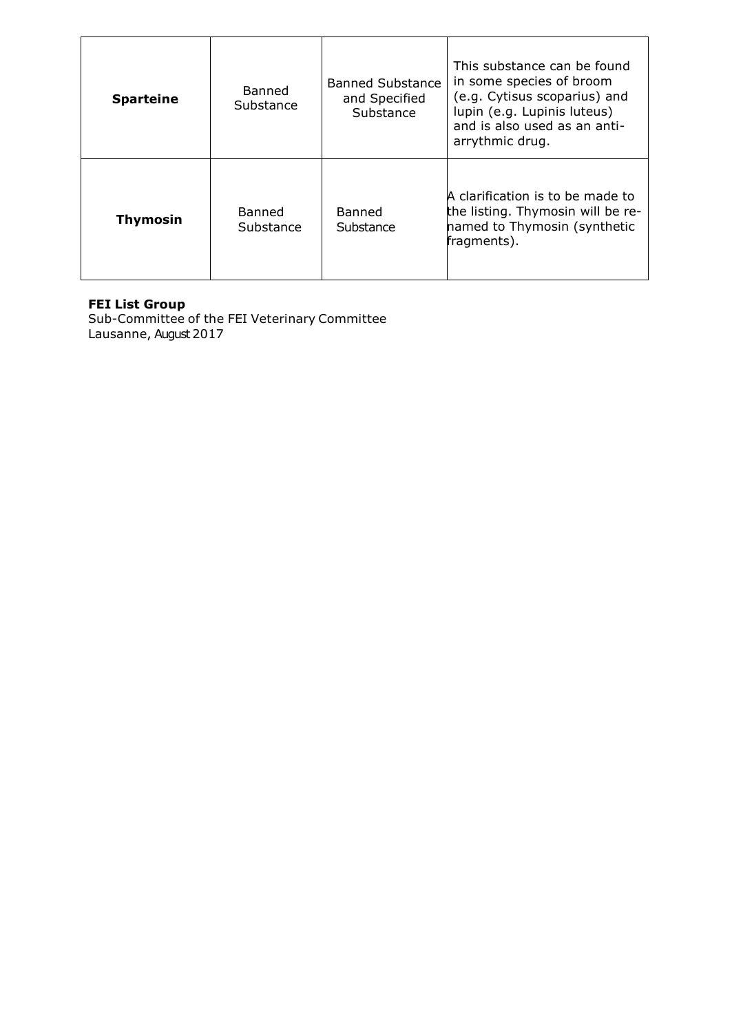| | | | |
|---|---|---|---|
| **Sparteine** | Banned Substance | Banned Substance and Specified Substance | This substance can be found in some species of broom (e.g. Cytisus scoparius) and lupin (e.g. Lupinis luteus) and is also used as an anti-arrythmic drug. |
| **Thymosin** | Banned Substance | Banned Substance | A clarification is to be made to the listing. Thymosin will be re-named to Thymosin (synthetic fragments). |

**FEI List Group**
Sub-Committee of the FEI Veterinary Committee
Lausanne, August 2017